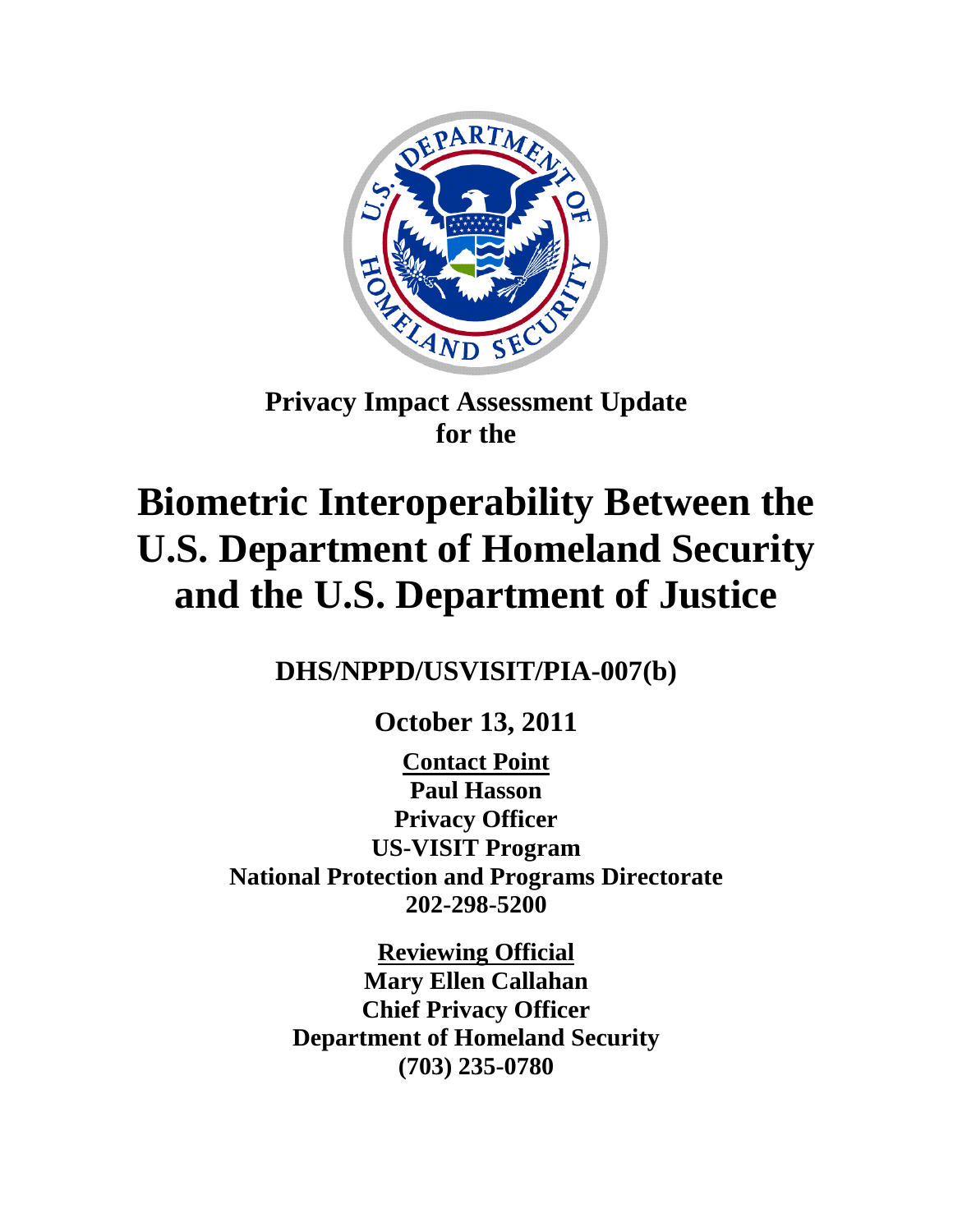**Privacy Impact Assessment Update for the**

# Biometric Interoperability Between the U.S. Department of Homeland Security and the U.S. Department of Justice

**DHS/NPPD/USVISIT/PIA-007(b)**

**October 13, 2011**

**Contact Point**
**Paul Hasson**
**Privacy Officer**
**US-VISIT Program**
**National Protection and Programs Directorate**
**202-298-5200**

**Reviewing Official**
**Mary Ellen Callahan**
**Chief Privacy Officer**
**Department of Homeland Security**
**(703) 235-0780**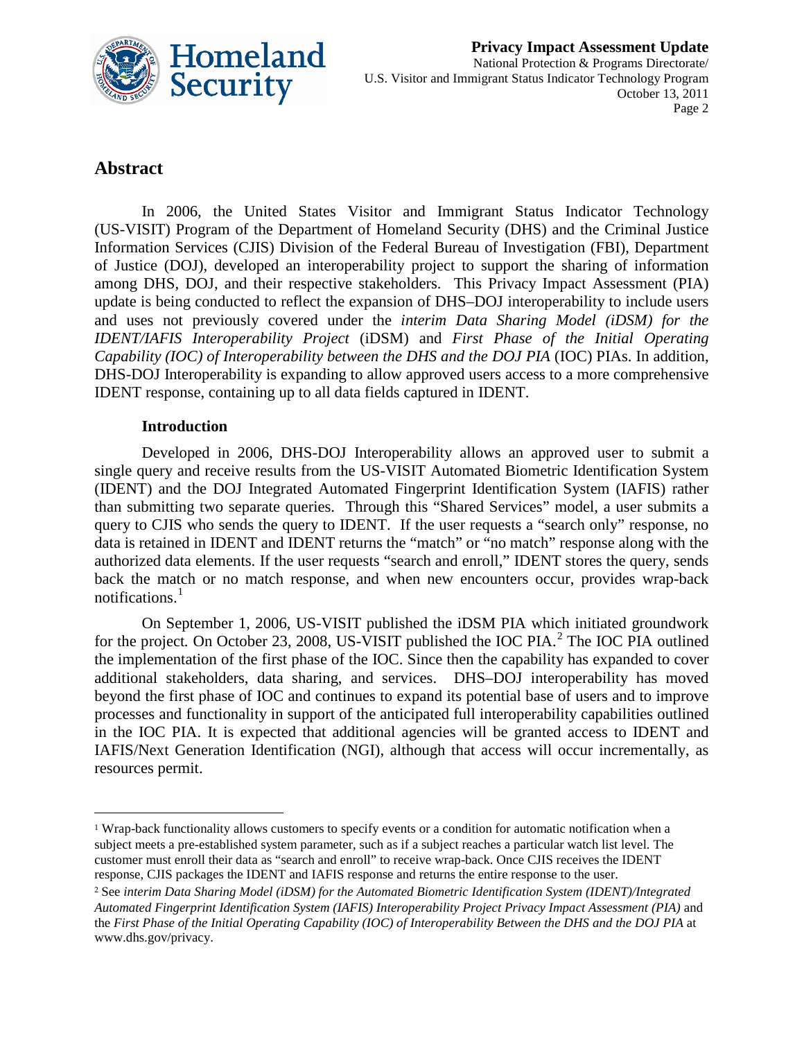## Abstract

In 2006, the United States Visitor and Immigrant Status Indicator Technology (US-VISIT) Program of the Department of Homeland Security (DHS) and the Criminal Justice Information Services (CJIS) Division of the Federal Bureau of Investigation (FBI), Department of Justice (DOJ), developed an interoperability project to support the sharing of information among DHS, DOJ, and their respective stakeholders. This Privacy Impact Assessment (PIA) update is being conducted to reflect the expansion of DHS–DOJ interoperability to include users and uses not previously covered under the *interim Data Sharing Model (iDSM) for the IDENT/IAFIS Interoperability Project* (iDSM) and *First Phase of the Initial Operating Capability (IOC) of Interoperability between the DHS and the DOJ PIA* (IOC) PIAs. In addition, DHS-DOJ Interoperability is expanding to allow approved users access to a more comprehensive IDENT response, containing up to all data fields captured in IDENT.

### Introduction

Developed in 2006, DHS-DOJ Interoperability allows an approved user to submit a single query and receive results from the US-VISIT Automated Biometric Identification System (IDENT) and the DOJ Integrated Automated Fingerprint Identification System (IAFIS) rather than submitting two separate queries. Through this "Shared Services" model, a user submits a query to CJIS who sends the query to IDENT. If the user requests a "search only" response, no data is retained in IDENT and IDENT returns the "match" or "no match" response along with the authorized data elements. If the user requests "search and enroll," IDENT stores the query, sends back the match or no match response, and when new encounters occur, provides wrap-back notifications.[1]

On September 1, 2006, US-VISIT published the iDSM PIA which initiated groundwork for the project. On October 23, 2008, US-VISIT published the IOC PIA.[2] The IOC PIA outlined the implementation of the first phase of the IOC. Since then the capability has expanded to cover additional stakeholders, data sharing, and services. DHS–DOJ interoperability has moved beyond the first phase of IOC and continues to expand its potential base of users and to improve processes and functionality in support of the anticipated full interoperability capabilities outlined in the IOC PIA. It is expected that additional agencies will be granted access to IDENT and IAFIS/Next Generation Identification (NGI), although that access will occur incrementally, as resources permit.

---

[1] Wrap-back functionality allows customers to specify events or a condition for automatic notification when a subject meets a pre-established system parameter, such as if a subject reaches a particular watch list level. The customer must enroll their data as "search and enroll" to receive wrap-back. Once CJIS receives the IDENT response, CJIS packages the IDENT and IAFIS response and returns the entire response to the user.

[2] See *interim Data Sharing Model (iDSM) for the Automated Biometric Identification System (IDENT)/Integrated Automated Fingerprint Identification System (IAFIS) Interoperability Project Privacy Impact Assessment (PIA)* and the *First Phase of the Initial Operating Capability (IOC) of Interoperability Between the DHS and the DOJ PIA* at www.dhs.gov/privacy.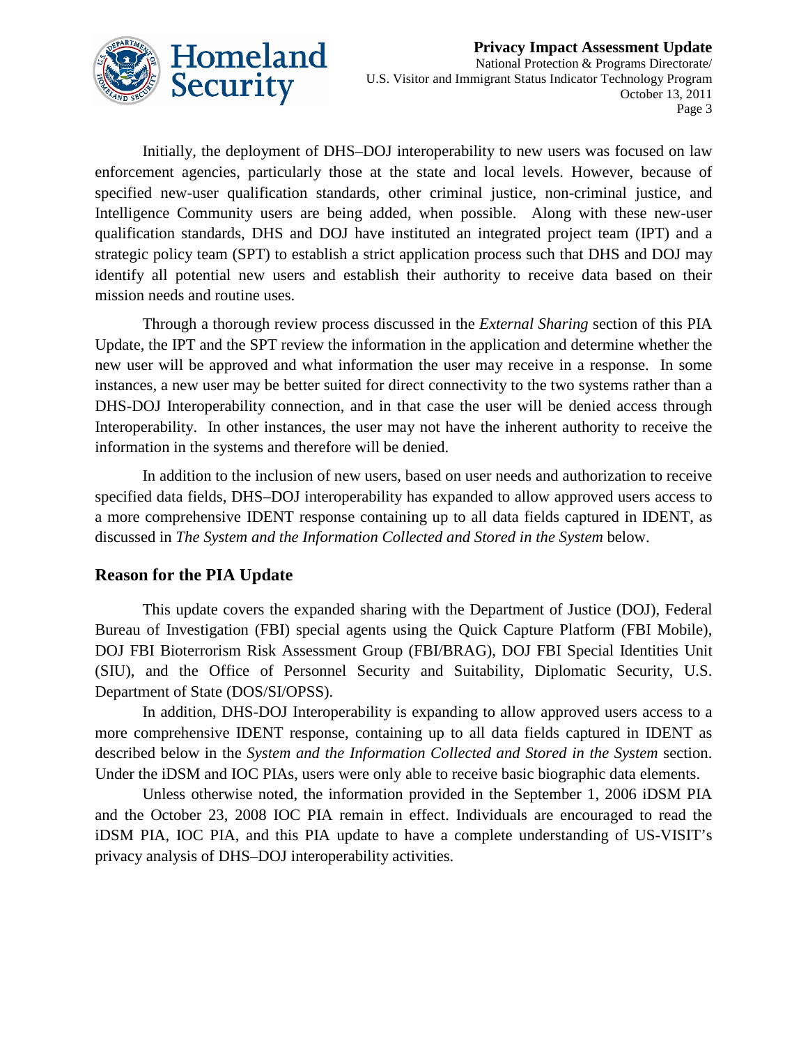Initially, the deployment of DHS–DOJ interoperability to new users was focused on law enforcement agencies, particularly those at the state and local levels. However, because of specified new-user qualification standards, other criminal justice, non-criminal justice, and Intelligence Community users are being added, when possible. Along with these new-user qualification standards, DHS and DOJ have instituted an integrated project team (IPT) and a strategic policy team (SPT) to establish a strict application process such that DHS and DOJ may identify all potential new users and establish their authority to receive data based on their mission needs and routine uses.

Through a thorough review process discussed in the *External Sharing* section of this PIA Update, the IPT and the SPT review the information in the application and determine whether the new user will be approved and what information the user may receive in a response. In some instances, a new user may be better suited for direct connectivity to the two systems rather than a DHS-DOJ Interoperability connection, and in that case the user will be denied access through Interoperability. In other instances, the user may not have the inherent authority to receive the information in the systems and therefore will be denied.

In addition to the inclusion of new users, based on user needs and authorization to receive specified data fields, DHS–DOJ interoperability has expanded to allow approved users access to a more comprehensive IDENT response containing up to all data fields captured in IDENT, as discussed in *The System and the Information Collected and Stored in the System* below.

## Reason for the PIA Update

This update covers the expanded sharing with the Department of Justice (DOJ), Federal Bureau of Investigation (FBI) special agents using the Quick Capture Platform (FBI Mobile), DOJ FBI Bioterrorism Risk Assessment Group (FBI/BRAG), DOJ FBI Special Identities Unit (SIU), and the Office of Personnel Security and Suitability, Diplomatic Security, U.S. Department of State (DOS/SI/OPSS).

In addition, DHS-DOJ Interoperability is expanding to allow approved users access to a more comprehensive IDENT response, containing up to all data fields captured in IDENT as described below in the *System and the Information Collected and Stored in the System* section. Under the iDSM and IOC PIAs, users were only able to receive basic biographic data elements.

Unless otherwise noted, the information provided in the September 1, 2006 iDSM PIA and the October 23, 2008 IOC PIA remain in effect. Individuals are encouraged to read the iDSM PIA, IOC PIA, and this PIA update to have a complete understanding of US-VISIT's privacy analysis of DHS–DOJ interoperability activities.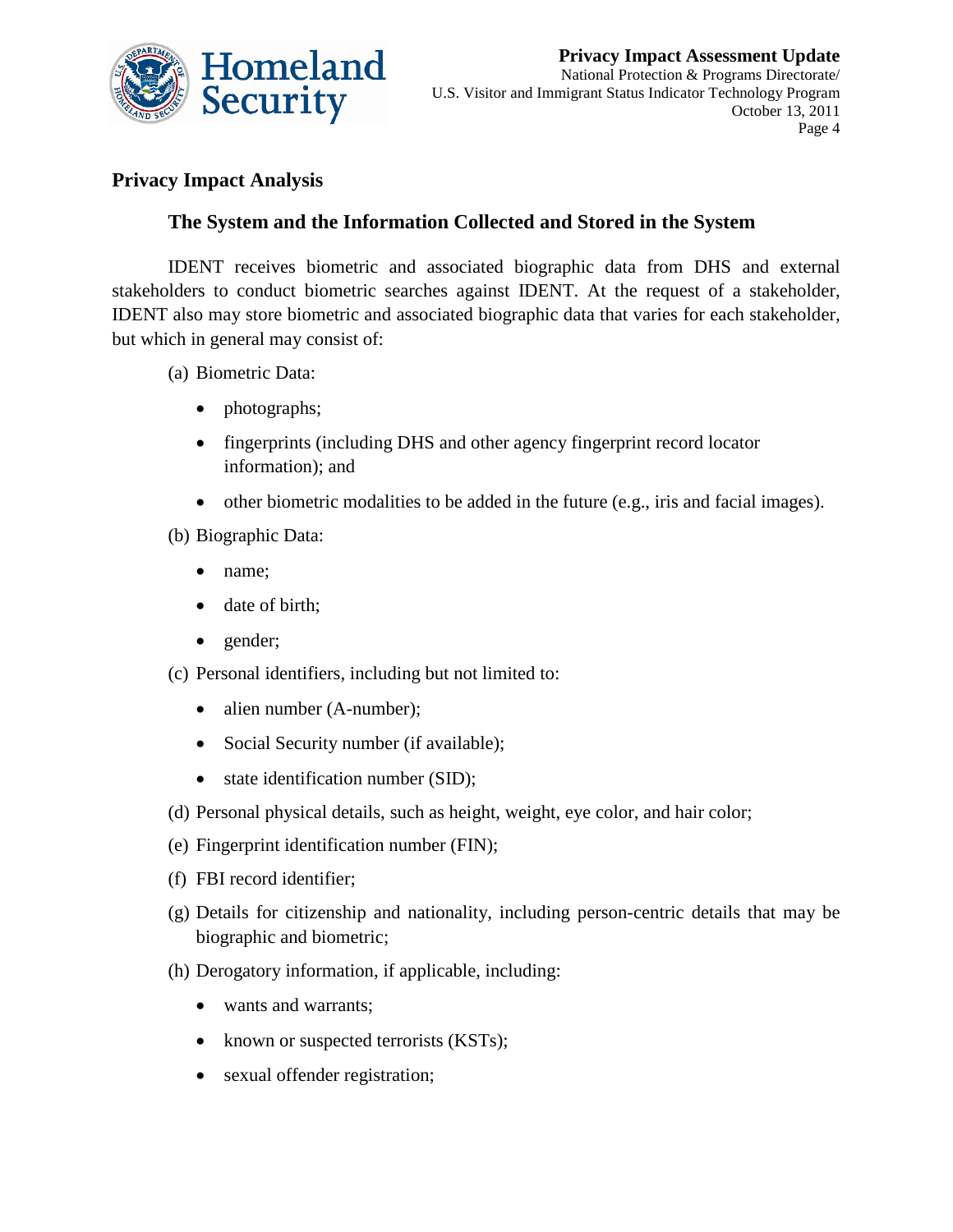## Privacy Impact Analysis

### The System and the Information Collected and Stored in the System

IDENT receives biometric and associated biographic data from DHS and external stakeholders to conduct biometric searches against IDENT. At the request of a stakeholder, IDENT also may store biometric and associated biographic data that varies for each stakeholder, but which in general may consist of:

(a) Biometric Data:

- photographs;
- fingerprints (including DHS and other agency fingerprint record locator information); and
- other biometric modalities to be added in the future (e.g., iris and facial images).

(b) Biographic Data:

- name;
- date of birth;
- gender;

(c) Personal identifiers, including but not limited to:

- alien number (A-number);
- Social Security number (if available);
- state identification number (SID);

(d) Personal physical details, such as height, weight, eye color, and hair color;

(e) Fingerprint identification number (FIN);

(f) FBI record identifier;

(g) Details for citizenship and nationality, including person-centric details that may be biographic and biometric;

(h) Derogatory information, if applicable, including:

- wants and warrants;
- known or suspected terrorists (KSTs);
- sexual offender registration;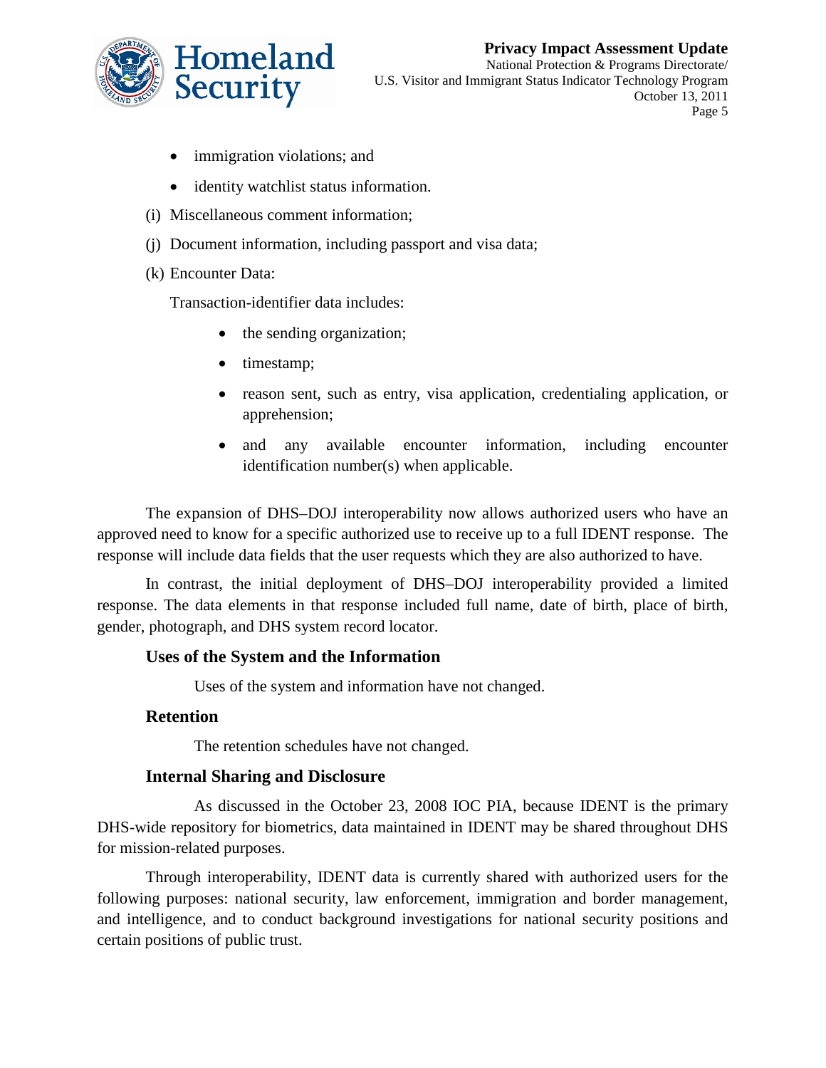- immigration violations; and
- identity watchlist status information.

(i) Miscellaneous comment information;

(j) Document information, including passport and visa data;

(k) Encounter Data:

Transaction-identifier data includes:

- the sending organization;
- timestamp;
- reason sent, such as entry, visa application, credentialing application, or apprehension;
- and any available encounter information, including encounter identification number(s) when applicable.

The expansion of DHS–DOJ interoperability now allows authorized users who have an approved need to know for a specific authorized use to receive up to a full IDENT response. The response will include data fields that the user requests which they are also authorized to have.

In contrast, the initial deployment of DHS–DOJ interoperability provided a limited response. The data elements in that response included full name, date of birth, place of birth, gender, photograph, and DHS system record locator.

### Uses of the System and the Information

Uses of the system and information have not changed.

### Retention

The retention schedules have not changed.

### Internal Sharing and Disclosure

As discussed in the October 23, 2008 IOC PIA, because IDENT is the primary DHS-wide repository for biometrics, data maintained in IDENT may be shared throughout DHS for mission-related purposes.

Through interoperability, IDENT data is currently shared with authorized users for the following purposes: national security, law enforcement, immigration and border management, and intelligence, and to conduct background investigations for national security positions and certain positions of public trust.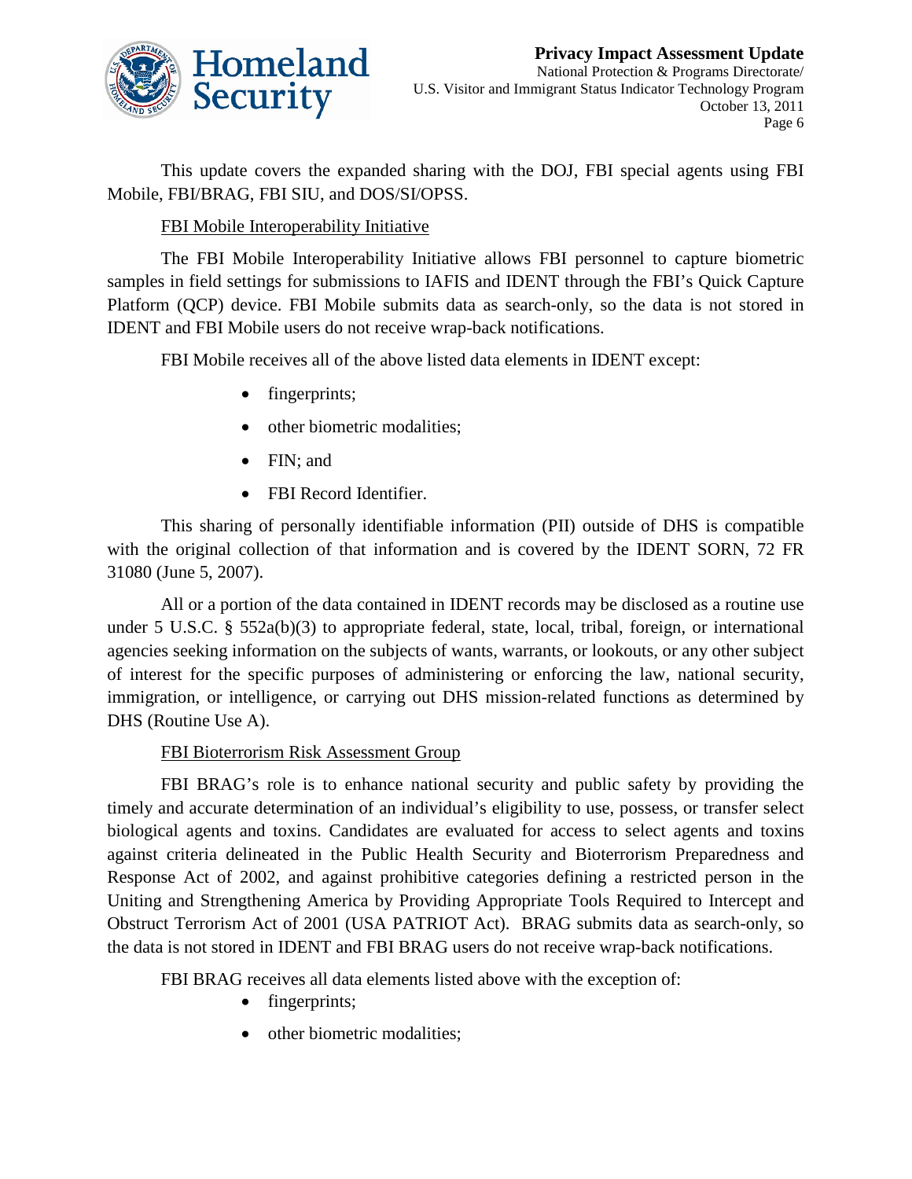This update covers the expanded sharing with the DOJ, FBI special agents using FBI Mobile, FBI/BRAG, FBI SIU, and DOS/SI/OPSS.

FBI Mobile Interoperability Initiative

The FBI Mobile Interoperability Initiative allows FBI personnel to capture biometric samples in field settings for submissions to IAFIS and IDENT through the FBI's Quick Capture Platform (QCP) device. FBI Mobile submits data as search-only, so the data is not stored in IDENT and FBI Mobile users do not receive wrap-back notifications.

FBI Mobile receives all of the above listed data elements in IDENT except:

- fingerprints;
- other biometric modalities;
- FIN; and
- FBI Record Identifier.

This sharing of personally identifiable information (PII) outside of DHS is compatible with the original collection of that information and is covered by the IDENT SORN, 72 FR 31080 (June 5, 2007).

All or a portion of the data contained in IDENT records may be disclosed as a routine use under 5 U.S.C. § 552a(b)(3) to appropriate federal, state, local, tribal, foreign, or international agencies seeking information on the subjects of wants, warrants, or lookouts, or any other subject of interest for the specific purposes of administering or enforcing the law, national security, immigration, or intelligence, or carrying out DHS mission-related functions as determined by DHS (Routine Use A).

FBI Bioterrorism Risk Assessment Group

FBI BRAG's role is to enhance national security and public safety by providing the timely and accurate determination of an individual's eligibility to use, possess, or transfer select biological agents and toxins. Candidates are evaluated for access to select agents and toxins against criteria delineated in the Public Health Security and Bioterrorism Preparedness and Response Act of 2002, and against prohibitive categories defining a restricted person in the Uniting and Strengthening America by Providing Appropriate Tools Required to Intercept and Obstruct Terrorism Act of 2001 (USA PATRIOT Act). BRAG submits data as search-only, so the data is not stored in IDENT and FBI BRAG users do not receive wrap-back notifications.

FBI BRAG receives all data elements listed above with the exception of:

- fingerprints;
- other biometric modalities;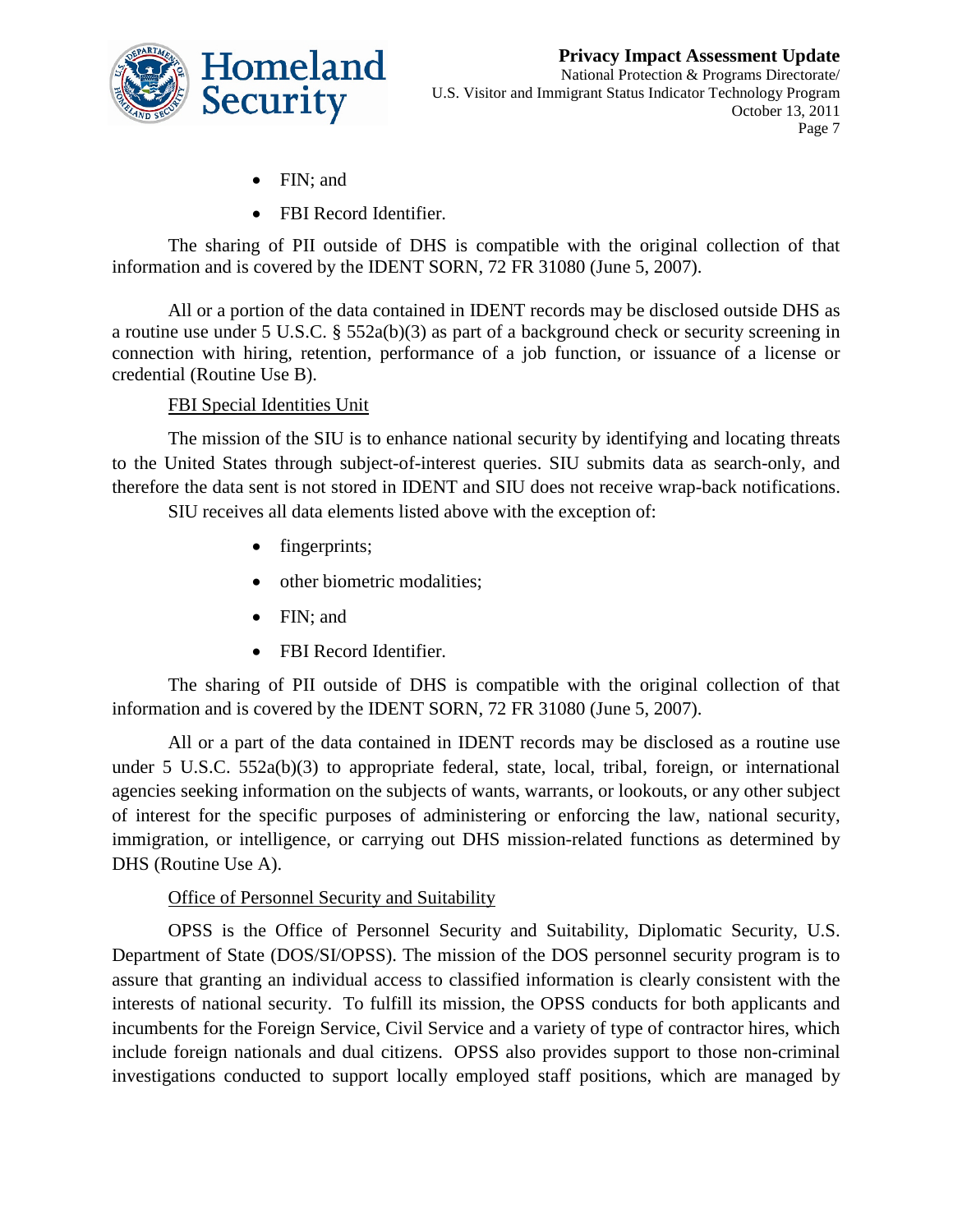- FIN; and
- FBI Record Identifier.

The sharing of PII outside of DHS is compatible with the original collection of that information and is covered by the IDENT SORN, 72 FR 31080 (June 5, 2007).

All or a portion of the data contained in IDENT records may be disclosed outside DHS as a routine use under 5 U.S.C. § 552a(b)(3) as part of a background check or security screening in connection with hiring, retention, performance of a job function, or issuance of a license or credential (Routine Use B).

FBI Special Identities Unit

The mission of the SIU is to enhance national security by identifying and locating threats to the United States through subject-of-interest queries. SIU submits data as search-only, and therefore the data sent is not stored in IDENT and SIU does not receive wrap-back notifications.

SIU receives all data elements listed above with the exception of:

- fingerprints;
- other biometric modalities;
- FIN; and
- FBI Record Identifier.

The sharing of PII outside of DHS is compatible with the original collection of that information and is covered by the IDENT SORN, 72 FR 31080 (June 5, 2007).

All or a part of the data contained in IDENT records may be disclosed as a routine use under 5 U.S.C. 552a(b)(3) to appropriate federal, state, local, tribal, foreign, or international agencies seeking information on the subjects of wants, warrants, or lookouts, or any other subject of interest for the specific purposes of administering or enforcing the law, national security, immigration, or intelligence, or carrying out DHS mission-related functions as determined by DHS (Routine Use A).

Office of Personnel Security and Suitability

OPSS is the Office of Personnel Security and Suitability, Diplomatic Security, U.S. Department of State (DOS/SI/OPSS). The mission of the DOS personnel security program is to assure that granting an individual access to classified information is clearly consistent with the interests of national security. To fulfill its mission, the OPSS conducts for both applicants and incumbents for the Foreign Service, Civil Service and a variety of type of contractor hires, which include foreign nationals and dual citizens. OPSS also provides support to those non-criminal investigations conducted to support locally employed staff positions, which are managed by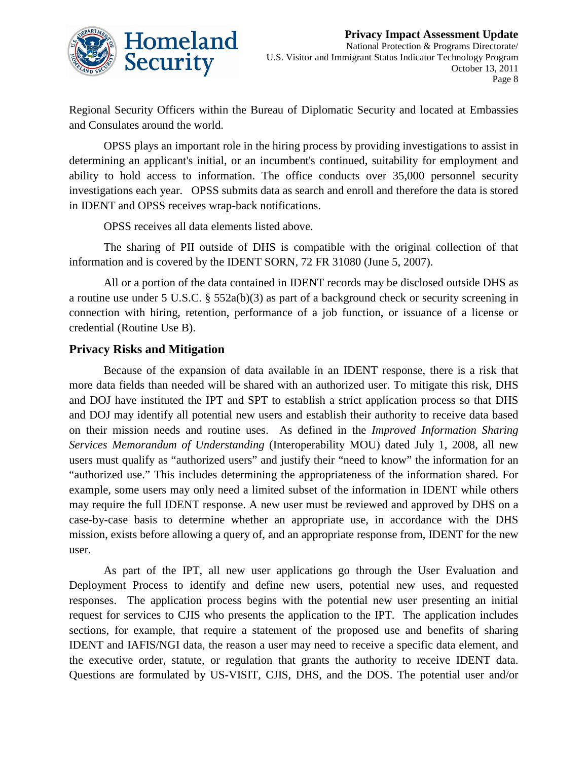Regional Security Officers within the Bureau of Diplomatic Security and located at Embassies and Consulates around the world.

OPSS plays an important role in the hiring process by providing investigations to assist in determining an applicant's initial, or an incumbent's continued, suitability for employment and ability to hold access to information. The office conducts over 35,000 personnel security investigations each year. OPSS submits data as search and enroll and therefore the data is stored in IDENT and OPSS receives wrap-back notifications.

OPSS receives all data elements listed above.

The sharing of PII outside of DHS is compatible with the original collection of that information and is covered by the IDENT SORN, 72 FR 31080 (June 5, 2007).

All or a portion of the data contained in IDENT records may be disclosed outside DHS as a routine use under 5 U.S.C. § 552a(b)(3) as part of a background check or security screening in connection with hiring, retention, performance of a job function, or issuance of a license or credential (Routine Use B).

## Privacy Risks and Mitigation

Because of the expansion of data available in an IDENT response, there is a risk that more data fields than needed will be shared with an authorized user. To mitigate this risk, DHS and DOJ have instituted the IPT and SPT to establish a strict application process so that DHS and DOJ may identify all potential new users and establish their authority to receive data based on their mission needs and routine uses. As defined in the *Improved Information Sharing Services Memorandum of Understanding* (Interoperability MOU) dated July 1, 2008, all new users must qualify as "authorized users" and justify their "need to know" the information for an "authorized use." This includes determining the appropriateness of the information shared. For example, some users may only need a limited subset of the information in IDENT while others may require the full IDENT response. A new user must be reviewed and approved by DHS on a case-by-case basis to determine whether an appropriate use, in accordance with the DHS mission, exists before allowing a query of, and an appropriate response from, IDENT for the new user.

As part of the IPT, all new user applications go through the User Evaluation and Deployment Process to identify and define new users, potential new uses, and requested responses. The application process begins with the potential new user presenting an initial request for services to CJIS who presents the application to the IPT. The application includes sections, for example, that require a statement of the proposed use and benefits of sharing IDENT and IAFIS/NGI data, the reason a user may need to receive a specific data element, and the executive order, statute, or regulation that grants the authority to receive IDENT data. Questions are formulated by US-VISIT, CJIS, DHS, and the DOS. The potential user and/or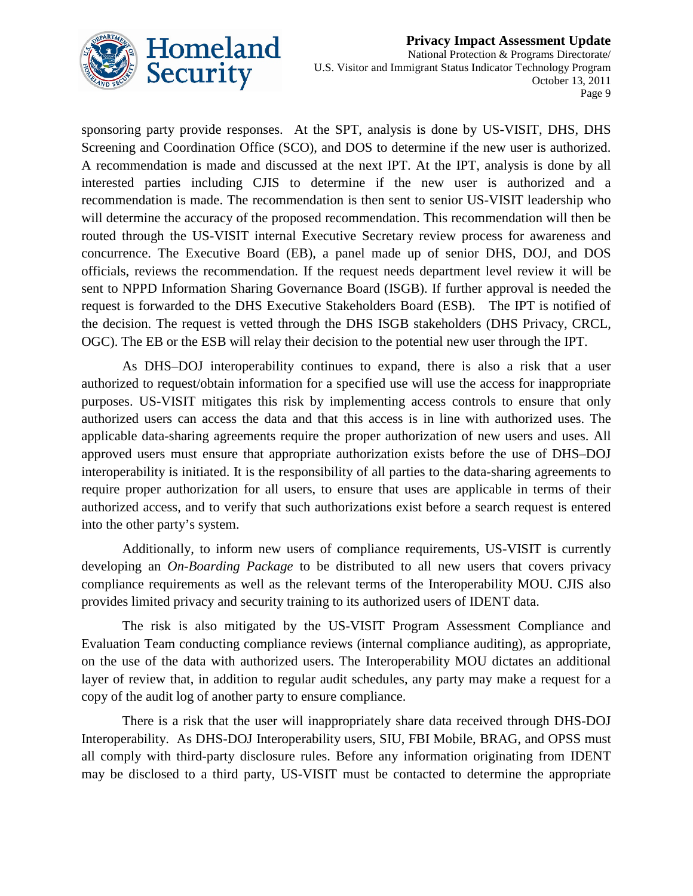sponsoring party provide responses. At the SPT, analysis is done by US-VISIT, DHS, DHS Screening and Coordination Office (SCO), and DOS to determine if the new user is authorized. A recommendation is made and discussed at the next IPT. At the IPT, analysis is done by all interested parties including CJIS to determine if the new user is authorized and a recommendation is made. The recommendation is then sent to senior US-VISIT leadership who will determine the accuracy of the proposed recommendation. This recommendation will then be routed through the US-VISIT internal Executive Secretary review process for awareness and concurrence. The Executive Board (EB), a panel made up of senior DHS, DOJ, and DOS officials, reviews the recommendation. If the request needs department level review it will be sent to NPPD Information Sharing Governance Board (ISGB). If further approval is needed the request is forwarded to the DHS Executive Stakeholders Board (ESB). The IPT is notified of the decision. The request is vetted through the DHS ISGB stakeholders (DHS Privacy, CRCL, OGC). The EB or the ESB will relay their decision to the potential new user through the IPT.

As DHS–DOJ interoperability continues to expand, there is also a risk that a user authorized to request/obtain information for a specified use will use the access for inappropriate purposes. US-VISIT mitigates this risk by implementing access controls to ensure that only authorized users can access the data and that this access is in line with authorized uses. The applicable data-sharing agreements require the proper authorization of new users and uses. All approved users must ensure that appropriate authorization exists before the use of DHS–DOJ interoperability is initiated. It is the responsibility of all parties to the data-sharing agreements to require proper authorization for all users, to ensure that uses are applicable in terms of their authorized access, and to verify that such authorizations exist before a search request is entered into the other party's system.

Additionally, to inform new users of compliance requirements, US-VISIT is currently developing an *On-Boarding Package* to be distributed to all new users that covers privacy compliance requirements as well as the relevant terms of the Interoperability MOU. CJIS also provides limited privacy and security training to its authorized users of IDENT data.

The risk is also mitigated by the US-VISIT Program Assessment Compliance and Evaluation Team conducting compliance reviews (internal compliance auditing), as appropriate, on the use of the data with authorized users. The Interoperability MOU dictates an additional layer of review that, in addition to regular audit schedules, any party may make a request for a copy of the audit log of another party to ensure compliance.

There is a risk that the user will inappropriately share data received through DHS-DOJ Interoperability. As DHS-DOJ Interoperability users, SIU, FBI Mobile, BRAG, and OPSS must all comply with third-party disclosure rules. Before any information originating from IDENT may be disclosed to a third party, US-VISIT must be contacted to determine the appropriate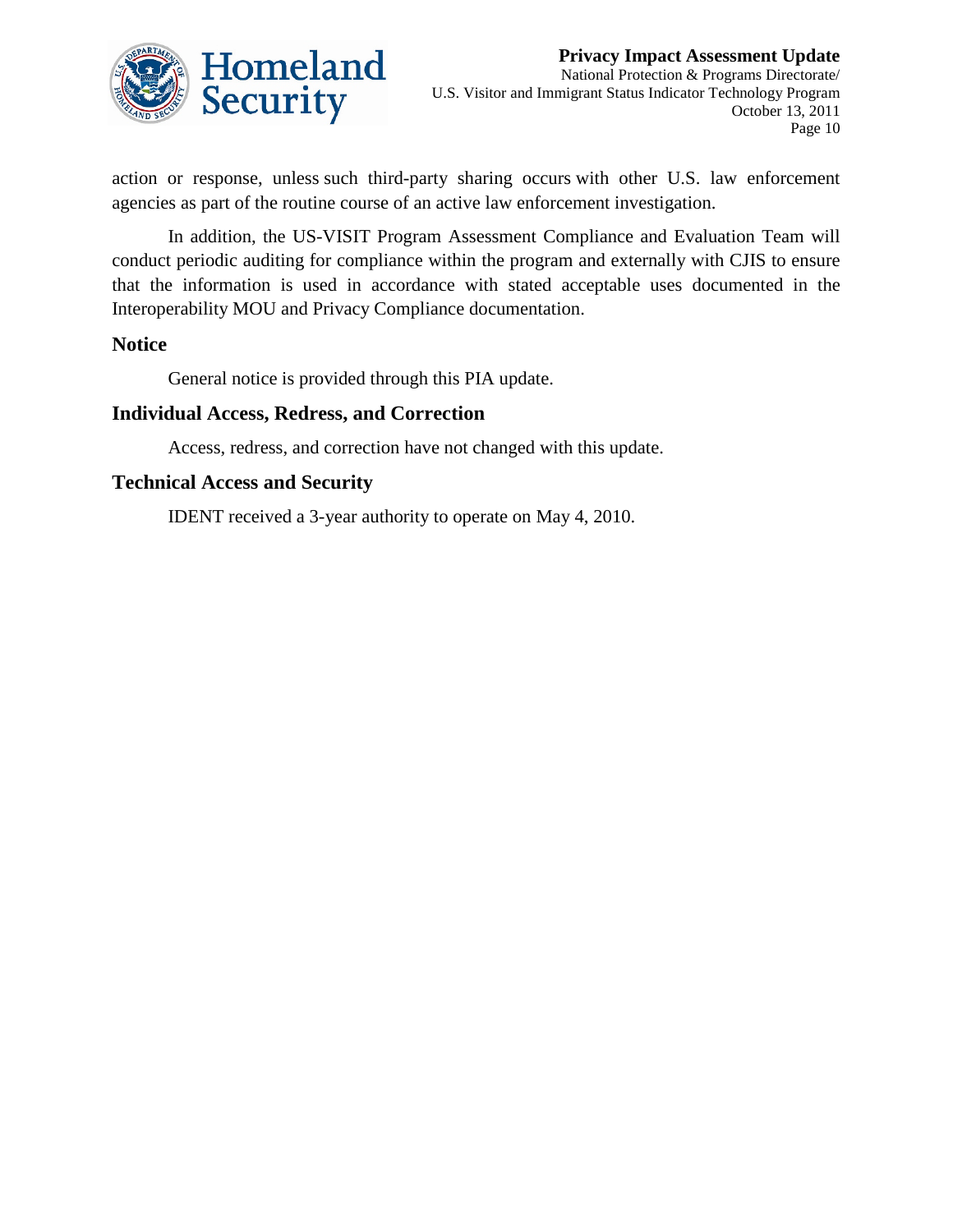action or response, unless such third-party sharing occurs with other U.S. law enforcement agencies as part of the routine course of an active law enforcement investigation.

In addition, the US-VISIT Program Assessment Compliance and Evaluation Team will conduct periodic auditing for compliance within the program and externally with CJIS to ensure that the information is used in accordance with stated acceptable uses documented in the Interoperability MOU and Privacy Compliance documentation.

## Notice

General notice is provided through this PIA update.

## Individual Access, Redress, and Correction

Access, redress, and correction have not changed with this update.

## Technical Access and Security

IDENT received a 3-year authority to operate on May 4, 2010.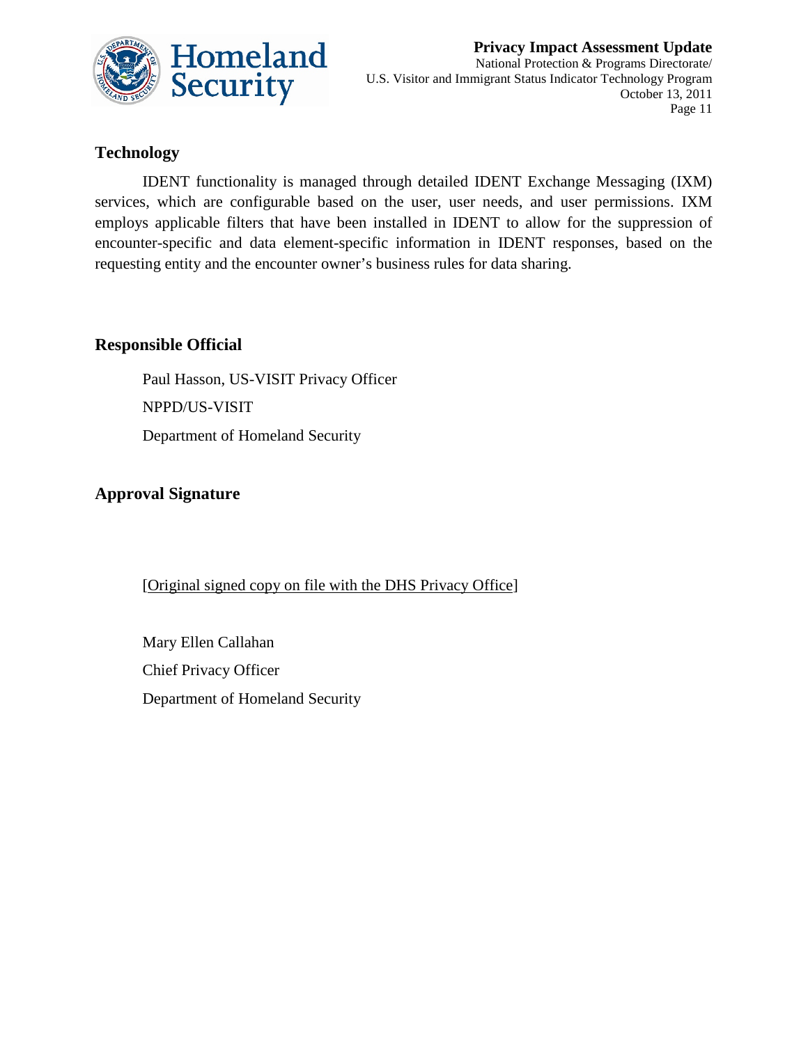## Technology

IDENT functionality is managed through detailed IDENT Exchange Messaging (IXM) services, which are configurable based on the user, user needs, and user permissions. IXM employs applicable filters that have been installed in IDENT to allow for the suppression of encounter-specific and data element-specific information in IDENT responses, based on the requesting entity and the encounter owner's business rules for data sharing.

## Responsible Official

Paul Hasson, US-VISIT Privacy Officer

NPPD/US-VISIT

Department of Homeland Security

## Approval Signature

[Original signed copy on file with the DHS Privacy Office]

Mary Ellen Callahan

Chief Privacy Officer

Department of Homeland Security